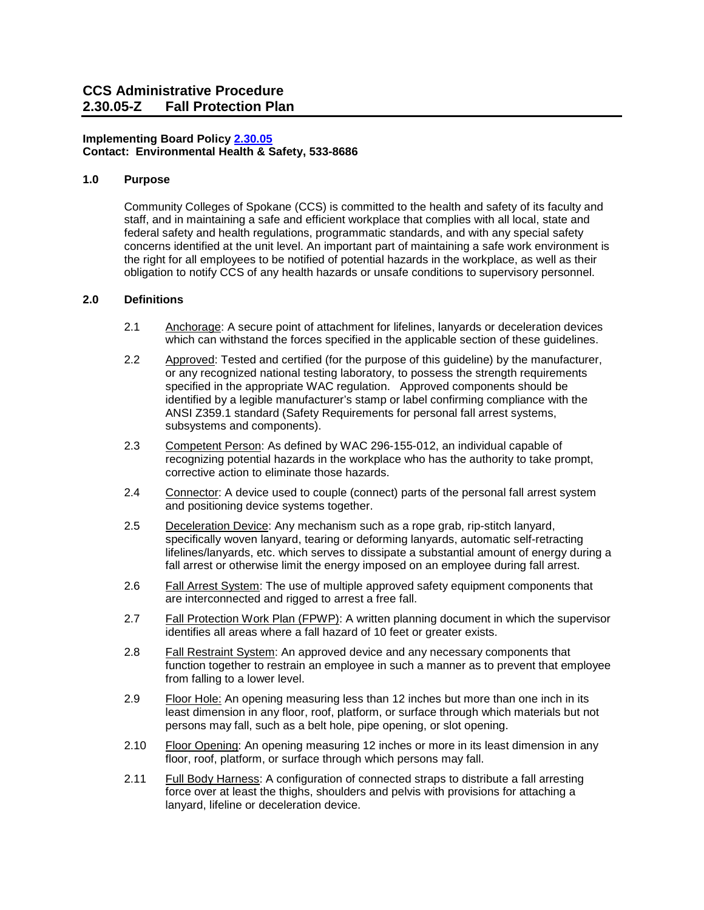# CCS Administrative Procedure
# 2.30.05-Z Fall Protection Plan

**Implementing Board Policy 2.30.05**
**Contact: Environmental Health & Safety, 533-8686**

## 1.0 Purpose

Community Colleges of Spokane (CCS) is committed to the health and safety of its faculty and staff, and in maintaining a safe and efficient workplace that complies with all local, state and federal safety and health regulations, programmatic standards, and with any special safety concerns identified at the unit level. An important part of maintaining a safe work environment is the right for all employees to be notified of potential hazards in the workplace, as well as their obligation to notify CCS of any health hazards or unsafe conditions to supervisory personnel.

## 2.0 Definitions

2.1 Anchorage: A secure point of attachment for lifelines, lanyards or deceleration devices which can withstand the forces specified in the applicable section of these guidelines.

2.2 Approved: Tested and certified (for the purpose of this guideline) by the manufacturer, or any recognized national testing laboratory, to possess the strength requirements specified in the appropriate WAC regulation. Approved components should be identified by a legible manufacturer's stamp or label confirming compliance with the ANSI Z359.1 standard (Safety Requirements for personal fall arrest systems, subsystems and components).

2.3 Competent Person: As defined by WAC 296-155-012, an individual capable of recognizing potential hazards in the workplace who has the authority to take prompt, corrective action to eliminate those hazards.

2.4 Connector: A device used to couple (connect) parts of the personal fall arrest system and positioning device systems together.

2.5 Deceleration Device: Any mechanism such as a rope grab, rip-stitch lanyard, specifically woven lanyard, tearing or deforming lanyards, automatic self-retracting lifelines/lanyards, etc. which serves to dissipate a substantial amount of energy during a fall arrest or otherwise limit the energy imposed on an employee during fall arrest.

2.6 Fall Arrest System: The use of multiple approved safety equipment components that are interconnected and rigged to arrest a free fall.

2.7 Fall Protection Work Plan (FPWP): A written planning document in which the supervisor identifies all areas where a fall hazard of 10 feet or greater exists.

2.8 Fall Restraint System: An approved device and any necessary components that function together to restrain an employee in such a manner as to prevent that employee from falling to a lower level.

2.9 Floor Hole: An opening measuring less than 12 inches but more than one inch in its least dimension in any floor, roof, platform, or surface through which materials but not persons may fall, such as a belt hole, pipe opening, or slot opening.

2.10 Floor Opening: An opening measuring 12 inches or more in its least dimension in any floor, roof, platform, or surface through which persons may fall.

2.11 Full Body Harness: A configuration of connected straps to distribute a fall arresting force over at least the thighs, shoulders and pelvis with provisions for attaching a lanyard, lifeline or deceleration device.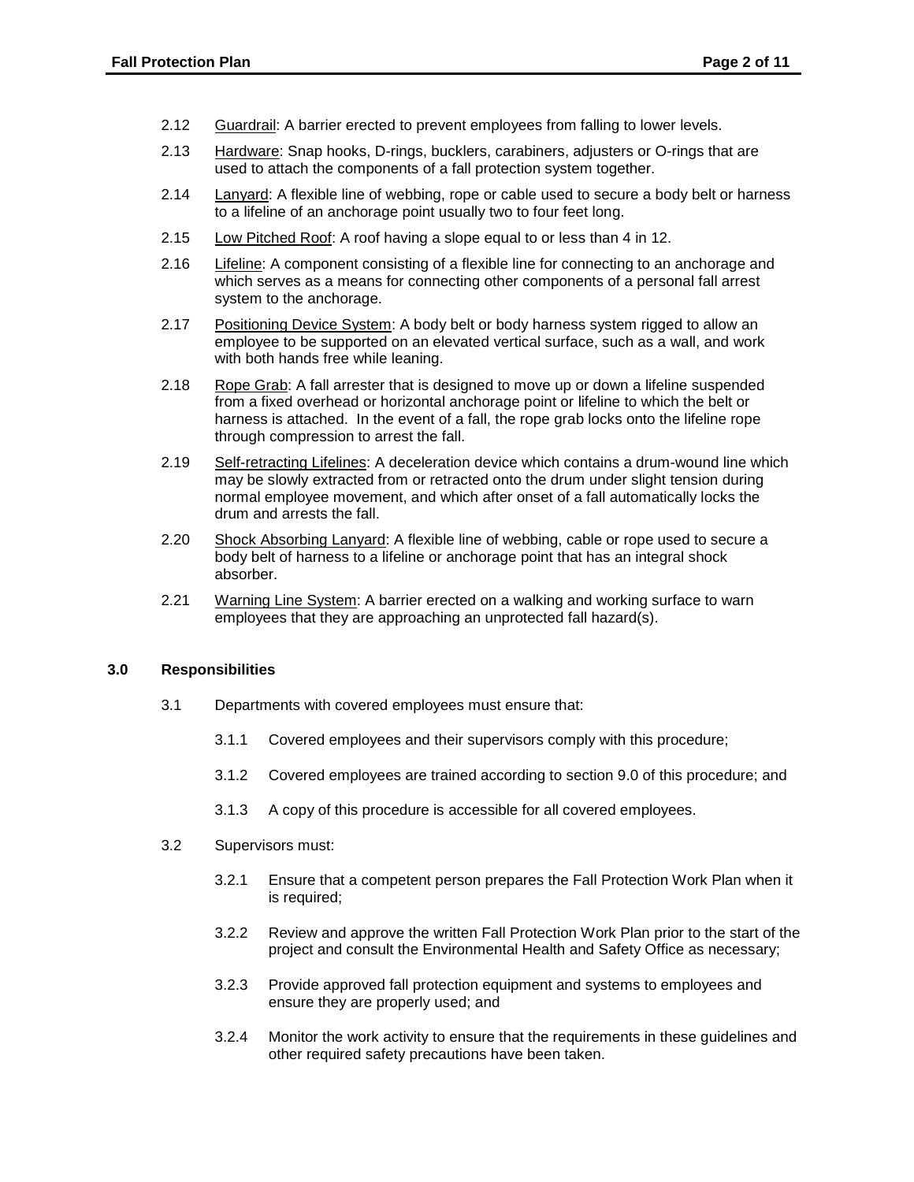2.12 Guardrail: A barrier erected to prevent employees from falling to lower levels.

2.13 Hardware: Snap hooks, D-rings, bucklers, carabiners, adjusters or O-rings that are used to attach the components of a fall protection system together.

2.14 Lanyard: A flexible line of webbing, rope or cable used to secure a body belt or harness to a lifeline of an anchorage point usually two to four feet long.

2.15 Low Pitched Roof: A roof having a slope equal to or less than 4 in 12.

2.16 Lifeline: A component consisting of a flexible line for connecting to an anchorage and which serves as a means for connecting other components of a personal fall arrest system to the anchorage.

2.17 Positioning Device System: A body belt or body harness system rigged to allow an employee to be supported on an elevated vertical surface, such as a wall, and work with both hands free while leaning.

2.18 Rope Grab: A fall arrester that is designed to move up or down a lifeline suspended from a fixed overhead or horizontal anchorage point or lifeline to which the belt or harness is attached. In the event of a fall, the rope grab locks onto the lifeline rope through compression to arrest the fall.

2.19 Self-retracting Lifelines: A deceleration device which contains a drum-wound line which may be slowly extracted from or retracted onto the drum under slight tension during normal employee movement, and which after onset of a fall automatically locks the drum and arrests the fall.

2.20 Shock Absorbing Lanyard: A flexible line of webbing, cable or rope used to secure a body belt of harness to a lifeline or anchorage point that has an integral shock absorber.

2.21 Warning Line System: A barrier erected on a walking and working surface to warn employees that they are approaching an unprotected fall hazard(s).

## 3.0 Responsibilities

3.1 Departments with covered employees must ensure that:

3.1.1 Covered employees and their supervisors comply with this procedure;

3.1.2 Covered employees are trained according to section 9.0 of this procedure; and

3.1.3 A copy of this procedure is accessible for all covered employees.

3.2 Supervisors must:

3.2.1 Ensure that a competent person prepares the Fall Protection Work Plan when it is required;

3.2.2 Review and approve the written Fall Protection Work Plan prior to the start of the project and consult the Environmental Health and Safety Office as necessary;

3.2.3 Provide approved fall protection equipment and systems to employees and ensure they are properly used; and

3.2.4 Monitor the work activity to ensure that the requirements in these guidelines and other required safety precautions have been taken.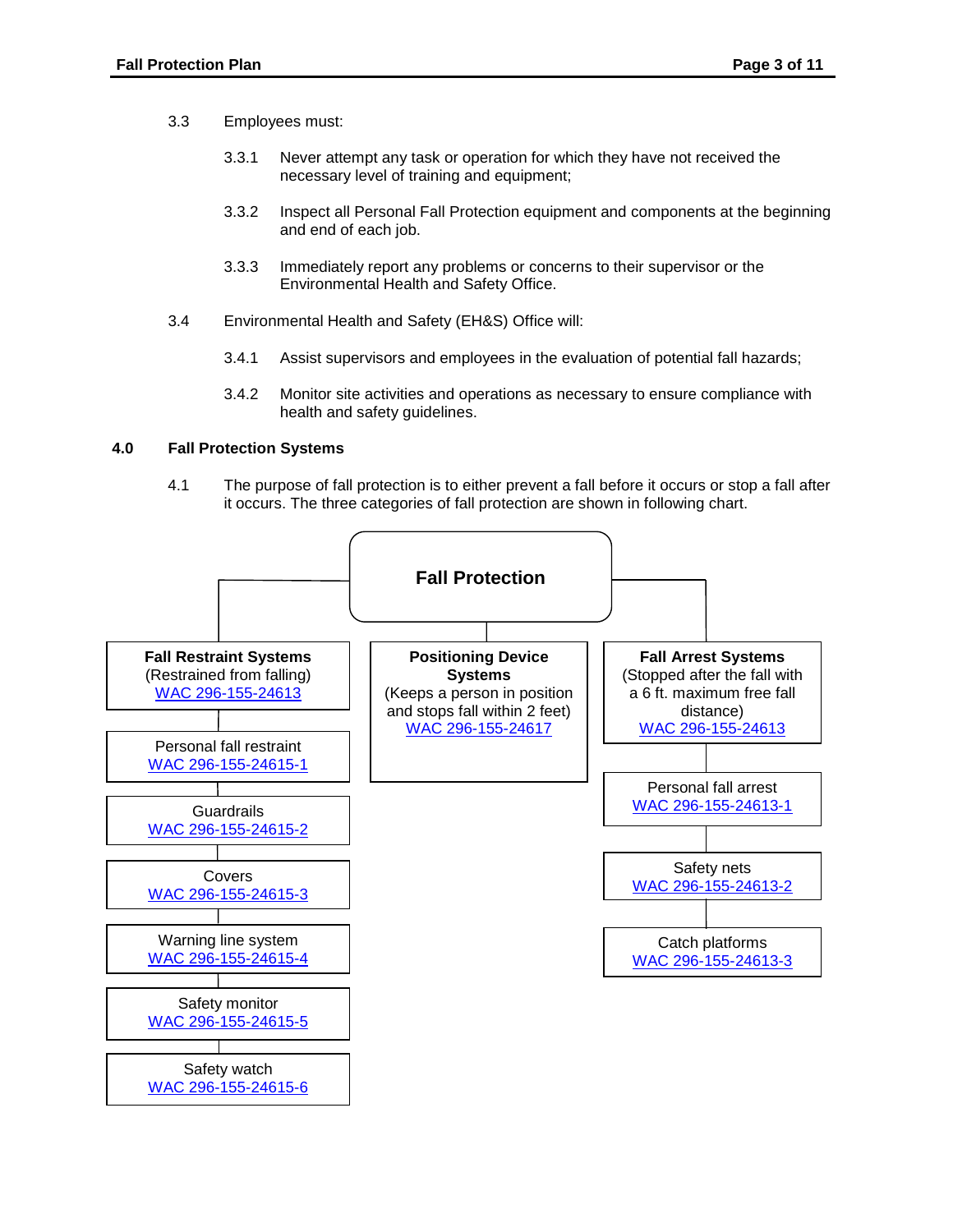3.3 Employees must:

3.3.1 Never attempt any task or operation for which they have not received the necessary level of training and equipment;

3.3.2 Inspect all Personal Fall Protection equipment and components at the beginning and end of each job.

3.3.3 Immediately report any problems or concerns to their supervisor or the Environmental Health and Safety Office.

3.4 Environmental Health and Safety (EH&S) Office will:

3.4.1 Assist supervisors and employees in the evaluation of potential fall hazards;

3.4.2 Monitor site activities and operations as necessary to ensure compliance with health and safety guidelines.

## 4.0 Fall Protection Systems

4.1 The purpose of fall protection is to either prevent a fall before it occurs or stop a fall after it occurs. The three categories of fall protection are shown in following chart.

**Fall Protection**

- **Fall Restraint Systems** (Restrained from falling) WAC 296-155-24613
  - Personal fall restraint WAC 296-155-24615-1
  - Guardrails WAC 296-155-24615-2
  - Covers WAC 296-155-24615-3
  - Warning line system WAC 296-155-24615-4
  - Safety monitor WAC 296-155-24615-5
  - Safety watch WAC 296-155-24615-6
- **Positioning Device Systems** (Keeps a person in position and stops fall within 2 feet) WAC 296-155-24617
- **Fall Arrest Systems** (Stopped after the fall with a 6 ft. maximum free fall distance) WAC 296-155-24613
  - Personal fall arrest WAC 296-155-24613-1
  - Safety nets WAC 296-155-24613-2
  - Catch platforms WAC 296-155-24613-3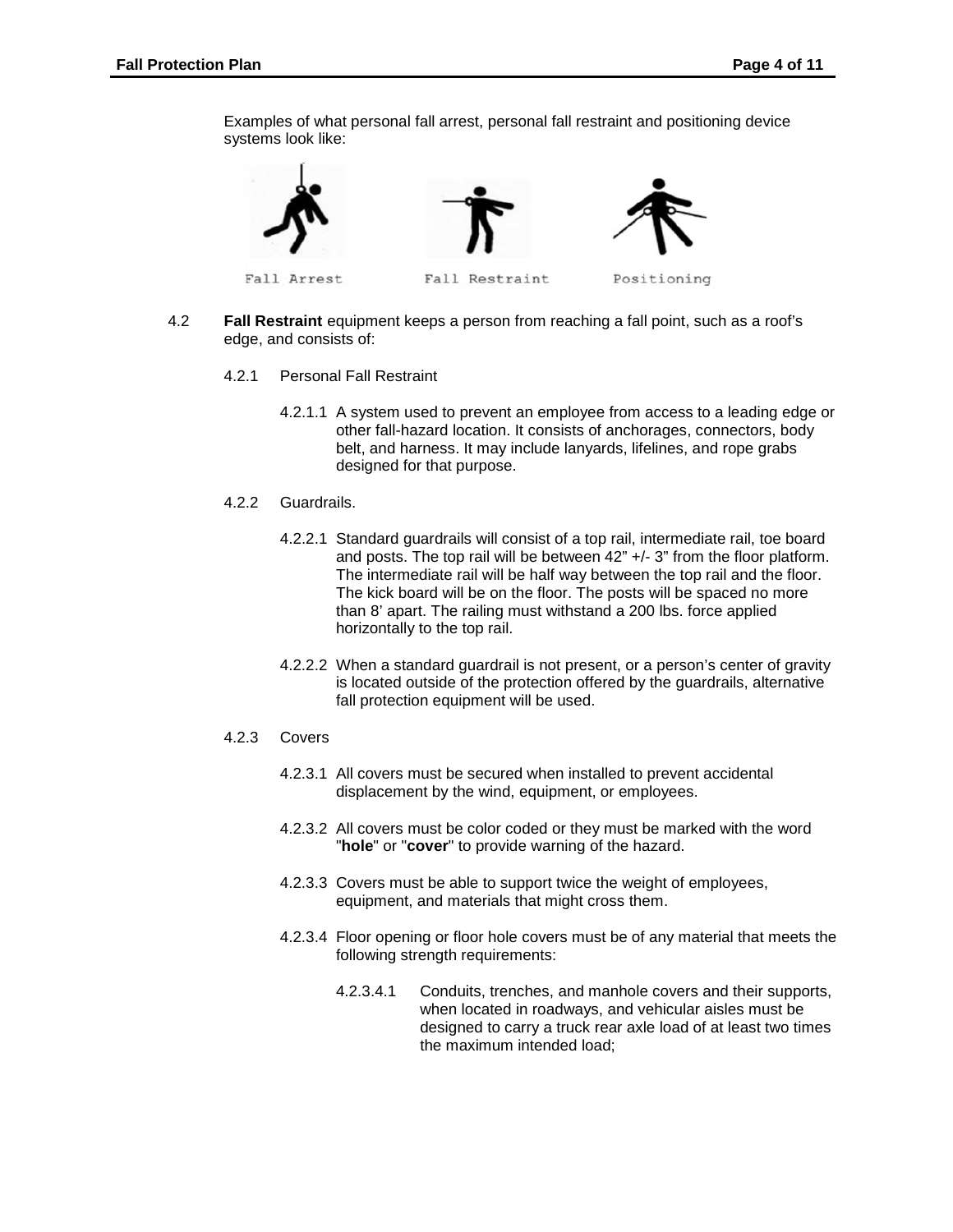Examples of what personal fall arrest, personal fall restraint and positioning device systems look like:

Fall Arrest    Fall Restraint    Positioning

4.2 **Fall Restraint** equipment keeps a person from reaching a fall point, such as a roof's edge, and consists of:

4.2.1 Personal Fall Restraint

4.2.1.1 A system used to prevent an employee from access to a leading edge or other fall-hazard location. It consists of anchorages, connectors, body belt, and harness. It may include lanyards, lifelines, and rope grabs designed for that purpose.

4.2.2 Guardrails.

4.2.2.1 Standard guardrails will consist of a top rail, intermediate rail, toe board and posts. The top rail will be between 42" +/- 3" from the floor platform. The intermediate rail will be half way between the top rail and the floor. The kick board will be on the floor. The posts will be spaced no more than 8' apart. The railing must withstand a 200 lbs. force applied horizontally to the top rail.

4.2.2.2 When a standard guardrail is not present, or a person's center of gravity is located outside of the protection offered by the guardrails, alternative fall protection equipment will be used.

4.2.3 Covers

4.2.3.1 All covers must be secured when installed to prevent accidental displacement by the wind, equipment, or employees.

4.2.3.2 All covers must be color coded or they must be marked with the word "**hole**" or "**cover**" to provide warning of the hazard.

4.2.3.3 Covers must be able to support twice the weight of employees, equipment, and materials that might cross them.

4.2.3.4 Floor opening or floor hole covers must be of any material that meets the following strength requirements:

4.2.3.4.1 Conduits, trenches, and manhole covers and their supports, when located in roadways, and vehicular aisles must be designed to carry a truck rear axle load of at least two times the maximum intended load;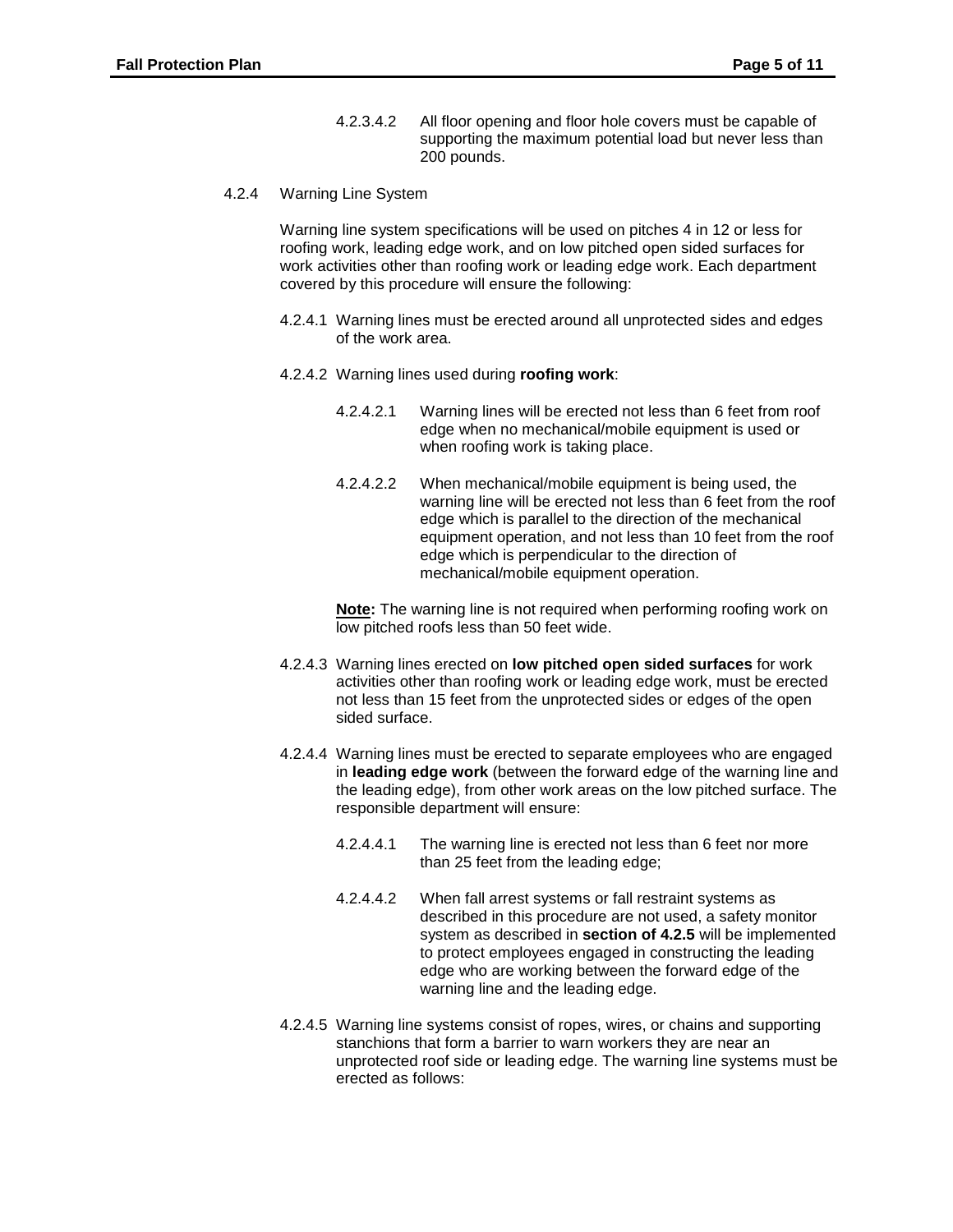4.2.3.4.2 All floor opening and floor hole covers must be capable of supporting the maximum potential load but never less than 200 pounds.

4.2.4 Warning Line System

Warning line system specifications will be used on pitches 4 in 12 or less for roofing work, leading edge work, and on low pitched open sided surfaces for work activities other than roofing work or leading edge work. Each department covered by this procedure will ensure the following:

4.2.4.1 Warning lines must be erected around all unprotected sides and edges of the work area.

4.2.4.2 Warning lines used during **roofing work**:

4.2.4.2.1 Warning lines will be erected not less than 6 feet from roof edge when no mechanical/mobile equipment is used or when roofing work is taking place.

4.2.4.2.2 When mechanical/mobile equipment is being used, the warning line will be erected not less than 6 feet from the roof edge which is parallel to the direction of the mechanical equipment operation, and not less than 10 feet from the roof edge which is perpendicular to the direction of mechanical/mobile equipment operation.

**Note:** The warning line is not required when performing roofing work on low pitched roofs less than 50 feet wide.

4.2.4.3 Warning lines erected on **low pitched open sided surfaces** for work activities other than roofing work or leading edge work, must be erected not less than 15 feet from the unprotected sides or edges of the open sided surface.

4.2.4.4 Warning lines must be erected to separate employees who are engaged in **leading edge work** (between the forward edge of the warning line and the leading edge), from other work areas on the low pitched surface. The responsible department will ensure:

4.2.4.4.1 The warning line is erected not less than 6 feet nor more than 25 feet from the leading edge;

4.2.4.4.2 When fall arrest systems or fall restraint systems as described in this procedure are not used, a safety monitor system as described in **section of 4.2.5** will be implemented to protect employees engaged in constructing the leading edge who are working between the forward edge of the warning line and the leading edge.

4.2.4.5 Warning line systems consist of ropes, wires, or chains and supporting stanchions that form a barrier to warn workers they are near an unprotected roof side or leading edge. The warning line systems must be erected as follows: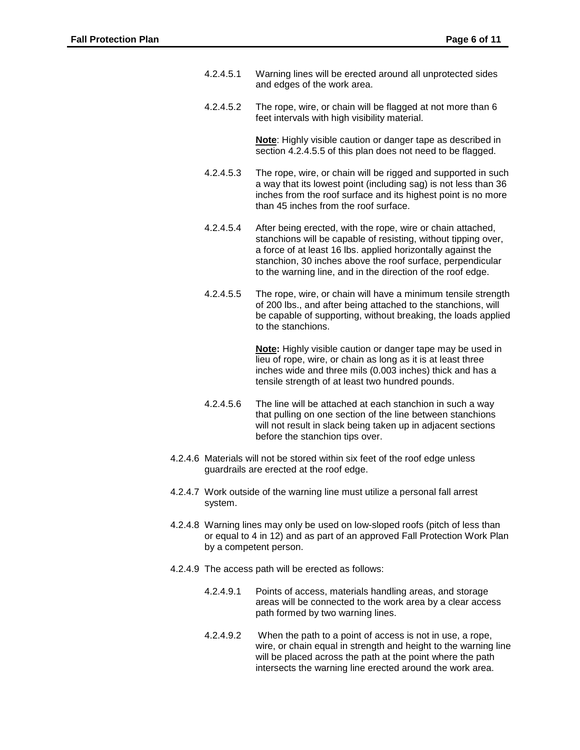4.2.4.5.1 Warning lines will be erected around all unprotected sides and edges of the work area.

4.2.4.5.2 The rope, wire, or chain will be flagged at not more than 6 feet intervals with high visibility material.

**Note**: Highly visible caution or danger tape as described in section 4.2.4.5.5 of this plan does not need to be flagged.

4.2.4.5.3 The rope, wire, or chain will be rigged and supported in such a way that its lowest point (including sag) is not less than 36 inches from the roof surface and its highest point is no more than 45 inches from the roof surface.

4.2.4.5.4 After being erected, with the rope, wire or chain attached, stanchions will be capable of resisting, without tipping over, a force of at least 16 lbs. applied horizontally against the stanchion, 30 inches above the roof surface, perpendicular to the warning line, and in the direction of the roof edge.

4.2.4.5.5 The rope, wire, or chain will have a minimum tensile strength of 200 lbs., and after being attached to the stanchions, will be capable of supporting, without breaking, the loads applied to the stanchions.

**Note:** Highly visible caution or danger tape may be used in lieu of rope, wire, or chain as long as it is at least three inches wide and three mils (0.003 inches) thick and has a tensile strength of at least two hundred pounds.

4.2.4.5.6 The line will be attached at each stanchion in such a way that pulling on one section of the line between stanchions will not result in slack being taken up in adjacent sections before the stanchion tips over.

4.2.4.6 Materials will not be stored within six feet of the roof edge unless guardrails are erected at the roof edge.

4.2.4.7 Work outside of the warning line must utilize a personal fall arrest system.

4.2.4.8 Warning lines may only be used on low-sloped roofs (pitch of less than or equal to 4 in 12) and as part of an approved Fall Protection Work Plan by a competent person.

4.2.4.9 The access path will be erected as follows:

4.2.4.9.1 Points of access, materials handling areas, and storage areas will be connected to the work area by a clear access path formed by two warning lines.

4.2.4.9.2 When the path to a point of access is not in use, a rope, wire, or chain equal in strength and height to the warning line will be placed across the path at the point where the path intersects the warning line erected around the work area.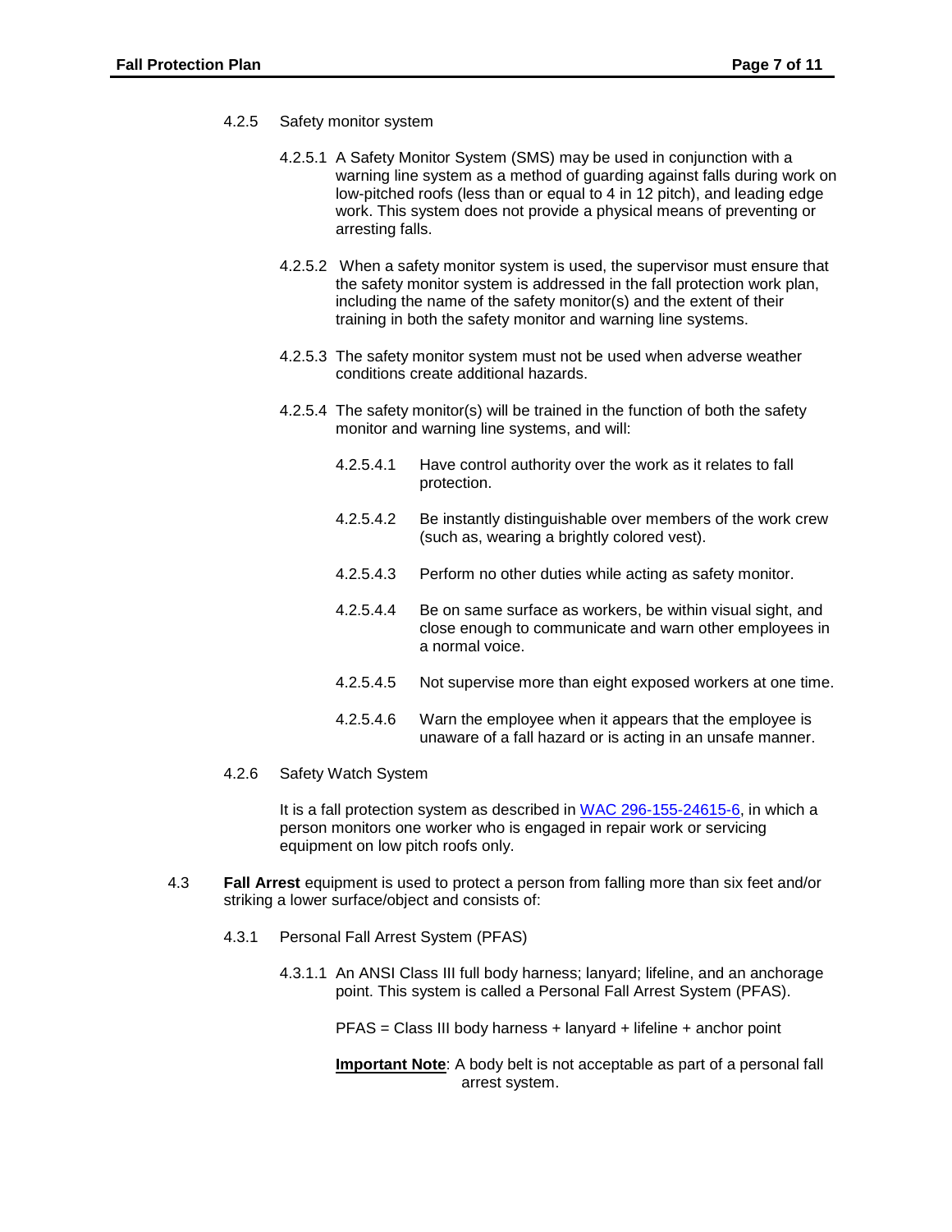4.2.5 Safety monitor system

4.2.5.1 A Safety Monitor System (SMS) may be used in conjunction with a warning line system as a method of guarding against falls during work on low-pitched roofs (less than or equal to 4 in 12 pitch), and leading edge work. This system does not provide a physical means of preventing or arresting falls.

4.2.5.2 When a safety monitor system is used, the supervisor must ensure that the safety monitor system is addressed in the fall protection work plan, including the name of the safety monitor(s) and the extent of their training in both the safety monitor and warning line systems.

4.2.5.3 The safety monitor system must not be used when adverse weather conditions create additional hazards.

4.2.5.4 The safety monitor(s) will be trained in the function of both the safety monitor and warning line systems, and will:

4.2.5.4.1 Have control authority over the work as it relates to fall protection.

4.2.5.4.2 Be instantly distinguishable over members of the work crew (such as, wearing a brightly colored vest).

4.2.5.4.3 Perform no other duties while acting as safety monitor.

4.2.5.4.4 Be on same surface as workers, be within visual sight, and close enough to communicate and warn other employees in a normal voice.

4.2.5.4.5 Not supervise more than eight exposed workers at one time.

4.2.5.4.6 Warn the employee when it appears that the employee is unaware of a fall hazard or is acting in an unsafe manner.

4.2.6 Safety Watch System

It is a fall protection system as described in WAC 296-155-24615-6, in which a person monitors one worker who is engaged in repair work or servicing equipment on low pitch roofs only.

4.3 **Fall Arrest** equipment is used to protect a person from falling more than six feet and/or striking a lower surface/object and consists of:

4.3.1 Personal Fall Arrest System (PFAS)

4.3.1.1 An ANSI Class III full body harness; lanyard; lifeline, and an anchorage point. This system is called a Personal Fall Arrest System (PFAS).

PFAS = Class III body harness + lanyard + lifeline + anchor point

**Important Note**: A body belt is not acceptable as part of a personal fall arrest system.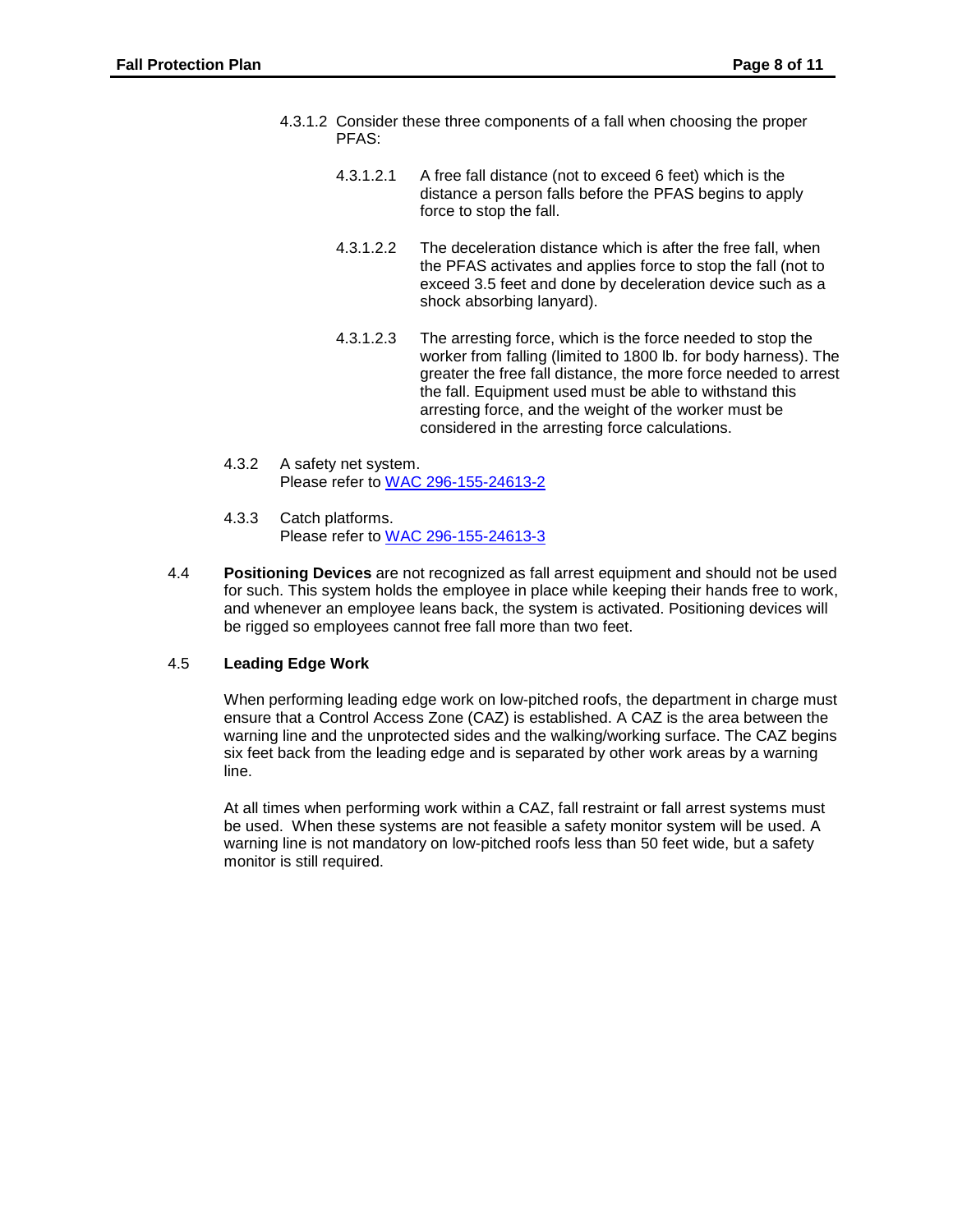4.3.1.2 Consider these three components of a fall when choosing the proper PFAS:

4.3.1.2.1 A free fall distance (not to exceed 6 feet) which is the distance a person falls before the PFAS begins to apply force to stop the fall.

4.3.1.2.2 The deceleration distance which is after the free fall, when the PFAS activates and applies force to stop the fall (not to exceed 3.5 feet and done by deceleration device such as a shock absorbing lanyard).

4.3.1.2.3 The arresting force, which is the force needed to stop the worker from falling (limited to 1800 lb. for body harness). The greater the free fall distance, the more force needed to arrest the fall. Equipment used must be able to withstand this arresting force, and the weight of the worker must be considered in the arresting force calculations.

4.3.2 A safety net system.
Please refer to [WAC 296-155-24613-2]

4.3.3 Catch platforms.
Please refer to [WAC 296-155-24613-3]

4.4 **Positioning Devices** are not recognized as fall arrest equipment and should not be used for such. This system holds the employee in place while keeping their hands free to work, and whenever an employee leans back, the system is activated. Positioning devices will be rigged so employees cannot free fall more than two feet.

4.5 **Leading Edge Work**

When performing leading edge work on low-pitched roofs, the department in charge must ensure that a Control Access Zone (CAZ) is established. A CAZ is the area between the warning line and the unprotected sides and the walking/working surface. The CAZ begins six feet back from the leading edge and is separated by other work areas by a warning line.

At all times when performing work within a CAZ, fall restraint or fall arrest systems must be used. When these systems are not feasible a safety monitor system will be used. A warning line is not mandatory on low-pitched roofs less than 50 feet wide, but a safety monitor is still required.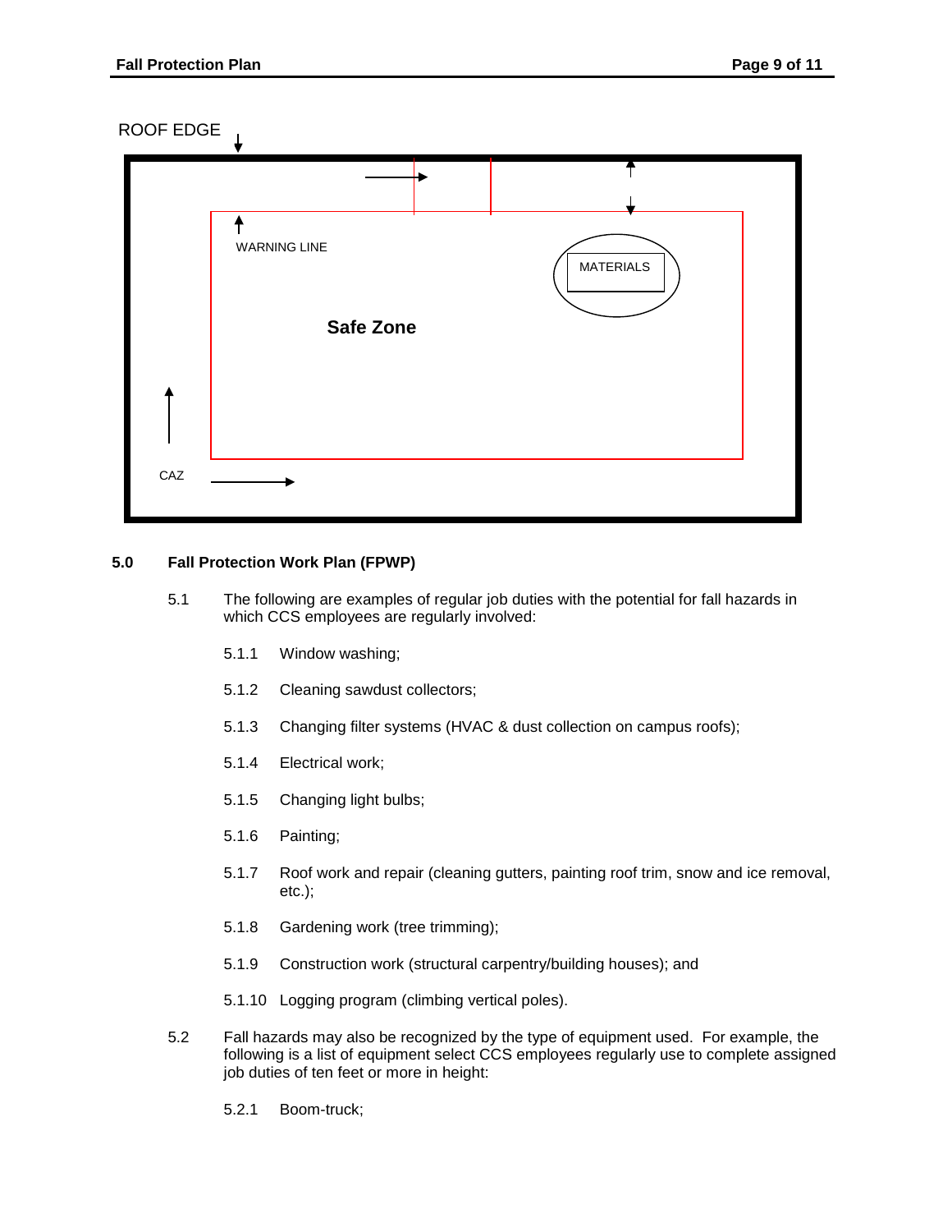ROOF EDGE

WARNING LINE

MATERIALS

**Safe Zone**

CAZ

## 5.0 Fall Protection Work Plan (FPWP)

5.1 The following are examples of regular job duties with the potential for fall hazards in which CCS employees are regularly involved:

5.1.1 Window washing;

5.1.2 Cleaning sawdust collectors;

5.1.3 Changing filter systems (HVAC & dust collection on campus roofs);

5.1.4 Electrical work;

5.1.5 Changing light bulbs;

5.1.6 Painting;

5.1.7 Roof work and repair (cleaning gutters, painting roof trim, snow and ice removal, etc.);

5.1.8 Gardening work (tree trimming);

5.1.9 Construction work (structural carpentry/building houses); and

5.1.10 Logging program (climbing vertical poles).

5.2 Fall hazards may also be recognized by the type of equipment used. For example, the following is a list of equipment select CCS employees regularly use to complete assigned job duties of ten feet or more in height:

5.2.1 Boom-truck;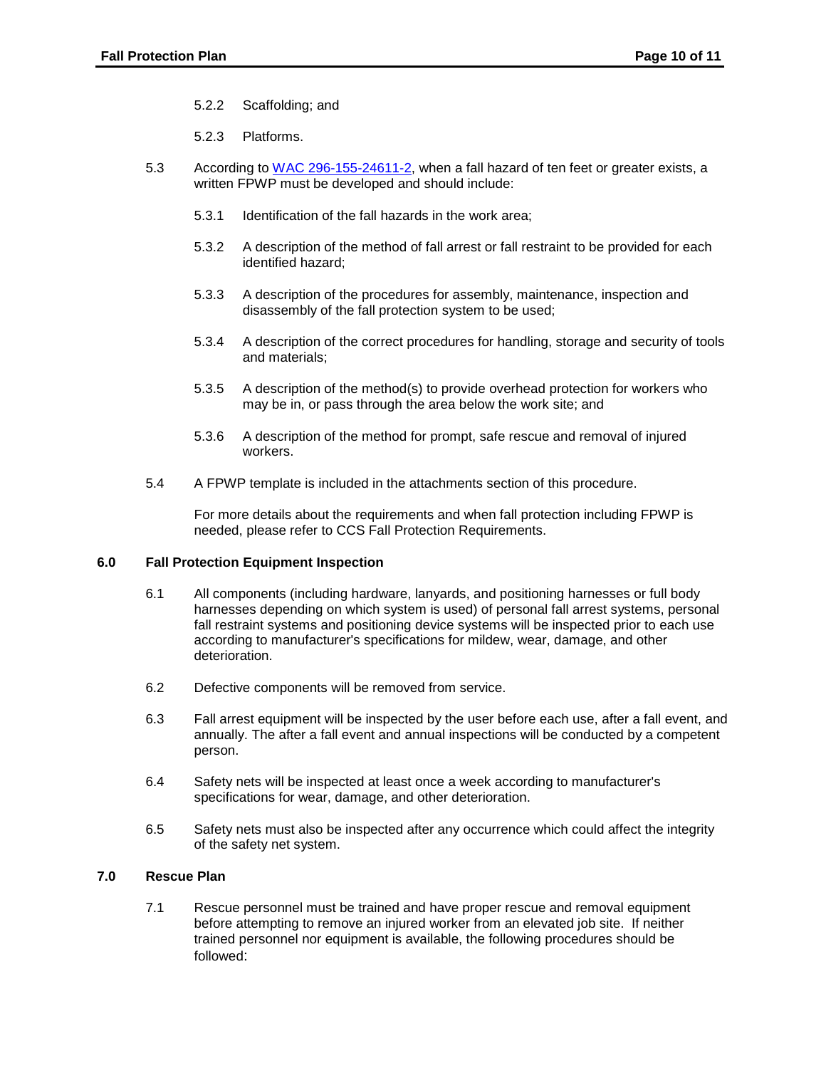5.2.2 Scaffolding; and

5.2.3 Platforms.

5.3 According to [WAC 296-155-24611-2](), when a fall hazard of ten feet or greater exists, a written FPWP must be developed and should include:

5.3.1 Identification of the fall hazards in the work area;

5.3.2 A description of the method of fall arrest or fall restraint to be provided for each identified hazard;

5.3.3 A description of the procedures for assembly, maintenance, inspection and disassembly of the fall protection system to be used;

5.3.4 A description of the correct procedures for handling, storage and security of tools and materials;

5.3.5 A description of the method(s) to provide overhead protection for workers who may be in, or pass through the area below the work site; and

5.3.6 A description of the method for prompt, safe rescue and removal of injured workers.

5.4 A FPWP template is included in the attachments section of this procedure.

For more details about the requirements and when fall protection including FPWP is needed, please refer to CCS Fall Protection Requirements.

## 6.0 Fall Protection Equipment Inspection

6.1 All components (including hardware, lanyards, and positioning harnesses or full body harnesses depending on which system is used) of personal fall arrest systems, personal fall restraint systems and positioning device systems will be inspected prior to each use according to manufacturer's specifications for mildew, wear, damage, and other deterioration.

6.2 Defective components will be removed from service.

6.3 Fall arrest equipment will be inspected by the user before each use, after a fall event, and annually. The after a fall event and annual inspections will be conducted by a competent person.

6.4 Safety nets will be inspected at least once a week according to manufacturer's specifications for wear, damage, and other deterioration.

6.5 Safety nets must also be inspected after any occurrence which could affect the integrity of the safety net system.

## 7.0 Rescue Plan

7.1 Rescue personnel must be trained and have proper rescue and removal equipment before attempting to remove an injured worker from an elevated job site. If neither trained personnel nor equipment is available, the following procedures should be followed: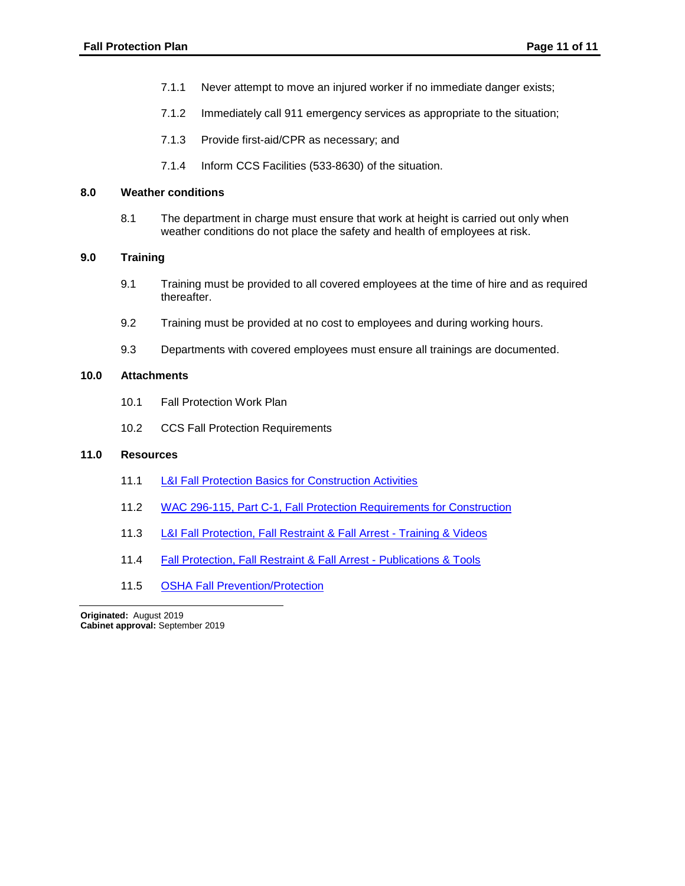7.1.1 Never attempt to move an injured worker if no immediate danger exists;

7.1.2 Immediately call 911 emergency services as appropriate to the situation;

7.1.3 Provide first-aid/CPR as necessary; and

7.1.4 Inform CCS Facilities (533-8630) of the situation.

## 8.0 Weather conditions

8.1 The department in charge must ensure that work at height is carried out only when weather conditions do not place the safety and health of employees at risk.

## 9.0 Training

9.1 Training must be provided to all covered employees at the time of hire and as required thereafter.

9.2 Training must be provided at no cost to employees and during working hours.

9.3 Departments with covered employees must ensure all trainings are documented.

## 10.0 Attachments

10.1 Fall Protection Work Plan

10.2 CCS Fall Protection Requirements

## 11.0 Resources

11.1 L&I Fall Protection Basics for Construction Activities

11.2 WAC 296-115, Part C-1, Fall Protection Requirements for Construction

11.3 L&I Fall Protection, Fall Restraint & Fall Arrest - Training & Videos

11.4 Fall Protection, Fall Restraint & Fall Arrest - Publications & Tools

11.5 OSHA Fall Prevention/Protection

---

**Originated:** August 2019
**Cabinet approval:** September 2019